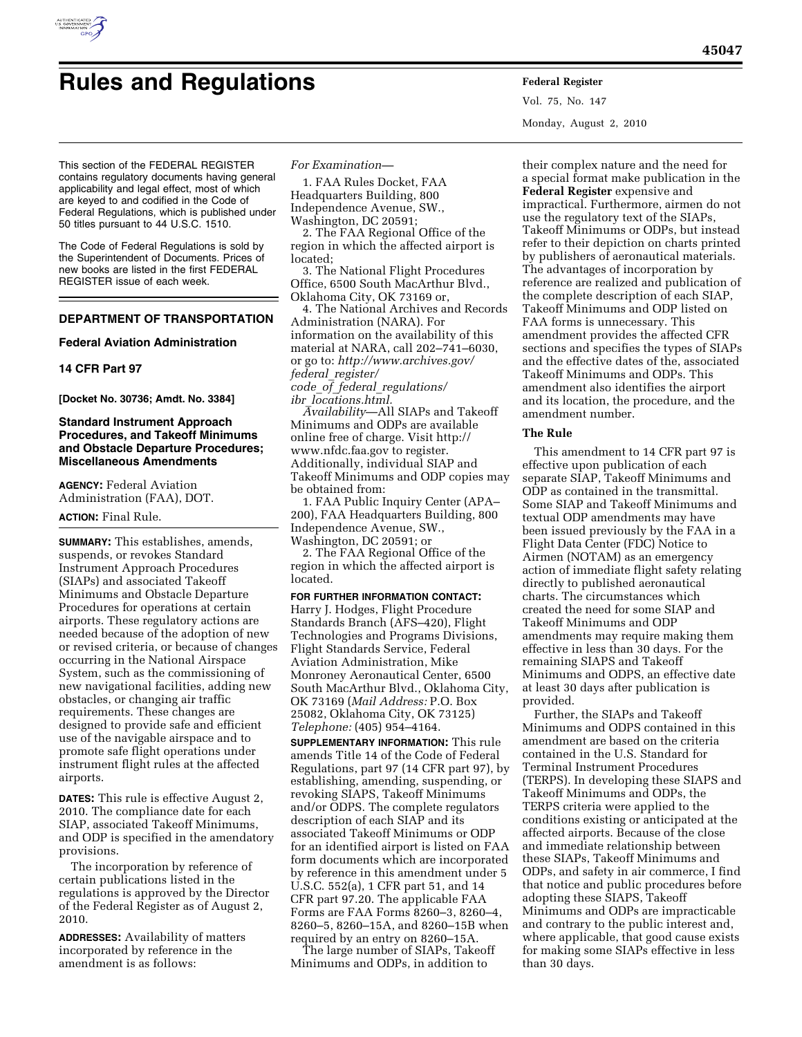# Rules and Regulations

This section of the FEDERAL REGISTER contains regulatory documents having general applicability and legal effect, most of which are keyed to and codified in the Code of Federal Regulations, which is published under 50 titles pursuant to 44 U.S.C. 1510.

The Code of Federal Regulations is sold by the Superintendent of Documents. Prices of new books are listed in the first FEDERAL REGISTER issue of each week.

## DEPARTMENT OF TRANSPORTATION

### Federal Aviation Administration

### 14 CFR Part 97

**[Docket No. 30736; Amdt. No. 3384]**

### Standard Instrument Approach Procedures, and Takeoff Minimums and Obstacle Departure Procedures; Miscellaneous Amendments

**AGENCY:** Federal Aviation Administration (FAA), DOT.

**ACTION:** Final Rule.

**SUMMARY:** This establishes, amends, suspends, or revokes Standard Instrument Approach Procedures (SIAPs) and associated Takeoff Minimums and Obstacle Departure Procedures for operations at certain airports. These regulatory actions are needed because of the adoption of new or revised criteria, or because of changes occurring in the National Airspace System, such as the commissioning of new navigational facilities, adding new obstacles, or changing air traffic requirements. These changes are designed to provide safe and efficient use of the navigable airspace and to promote safe flight operations under instrument flight rules at the affected airports.

**DATES:** This rule is effective August 2, 2010. The compliance date for each SIAP, associated Takeoff Minimums, and ODP is specified in the amendatory provisions.

The incorporation by reference of certain publications listed in the regulations is approved by the Director of the Federal Register as of August 2, 2010.

**ADDRESSES:** Availability of matters incorporated by reference in the amendment is as follows:

*For Examination*—

1. FAA Rules Docket, FAA Headquarters Building, 800 Independence Avenue, SW., Washington, DC 20591;

2. The FAA Regional Office of the region in which the affected airport is located;

3. The National Flight Procedures Office, 6500 South MacArthur Blvd., Oklahoma City, OK 73169 or,

4. The National Archives and Records Administration (NARA). For information on the availability of this material at NARA, call 202–741–6030, or go to: *http://www.archives.gov/federal_register/code_of_federal_regulations/ibr_locations.html.*

*Availability*—All SIAPs and Takeoff Minimums and ODPs are available online free of charge. Visit http://www.nfdc.faa.gov to register. Additionally, individual SIAP and Takeoff Minimums and ODP copies may be obtained from:

1. FAA Public Inquiry Center (APA–200), FAA Headquarters Building, 800 Independence Avenue, SW., Washington, DC 20591; or

2. The FAA Regional Office of the region in which the affected airport is located.

**FOR FURTHER INFORMATION CONTACT:** Harry J. Hodges, Flight Procedure Standards Branch (AFS–420), Flight Technologies and Programs Divisions, Flight Standards Service, Federal Aviation Administration, Mike Monroney Aeronautical Center, 6500 South MacArthur Blvd., Oklahoma City, OK 73169 (*Mail Address:* P.O. Box 25082, Oklahoma City, OK 73125) *Telephone:* (405) 954–4164.

**SUPPLEMENTARY INFORMATION:** This rule amends Title 14 of the Code of Federal Regulations, part 97 (14 CFR part 97), by establishing, amending, suspending, or revoking SIAPS, Takeoff Minimums and/or ODPS. The complete regulators description of each SIAP and its associated Takeoff Minimums or ODP for an identified airport is listed on FAA form documents which are incorporated by reference in this amendment under 5 U.S.C. 552(a), 1 CFR part 51, and 14 CFR part 97.20. The applicable FAA Forms are FAA Forms 8260–3, 8260–4, 8260–5, 8260–15A, and 8260–15B when required by an entry on 8260–15A.

The large number of SIAPs, Takeoff Minimums and ODPs, in addition to their complex nature and the need for a special format make publication in the **Federal Register** expensive and impractical. Furthermore, airmen do not use the regulatory text of the SIAPs, Takeoff Minimums or ODPs, but instead refer to their depiction on charts printed by publishers of aeronautical materials. The advantages of incorporation by reference are realized and publication of the complete description of each SIAP, Takeoff Minimums and ODP listed on FAA forms is unnecessary. This amendment provides the affected CFR sections and specifies the types of SIAPs and the effective dates of the, associated Takeoff Minimums and ODPs. This amendment also identifies the airport and its location, the procedure, and the amendment number.

#### The Rule

This amendment to 14 CFR part 97 is effective upon publication of each separate SIAP, Takeoff Minimums and ODP as contained in the transmittal. Some SIAP and Takeoff Minimums and textual ODP amendments may have been issued previously by the FAA in a Flight Data Center (FDC) Notice to Airmen (NOTAM) as an emergency action of immediate flight safety relating directly to published aeronautical charts. The circumstances which created the need for some SIAP and Takeoff Minimums and ODP amendments may require making them effective in less than 30 days. For the remaining SIAPS and Takeoff Minimums and ODPS, an effective date at least 30 days after publication is provided.

Further, the SIAPs and Takeoff Minimums and ODPS contained in this amendment are based on the criteria contained in the U.S. Standard for Terminal Instrument Procedures (TERPS). In developing these SIAPS and Takeoff Minimums and ODPs, the TERPS criteria were applied to the conditions existing or anticipated at the affected airports. Because of the close and immediate relationship between these SIAPs, Takeoff Minimums and ODPs, and safety in air commerce, I find that notice and public procedures before adopting these SIAPS, Takeoff Minimums and ODPs are impracticable and contrary to the public interest and, where applicable, that good cause exists for making some SIAPs effective in less than 30 days.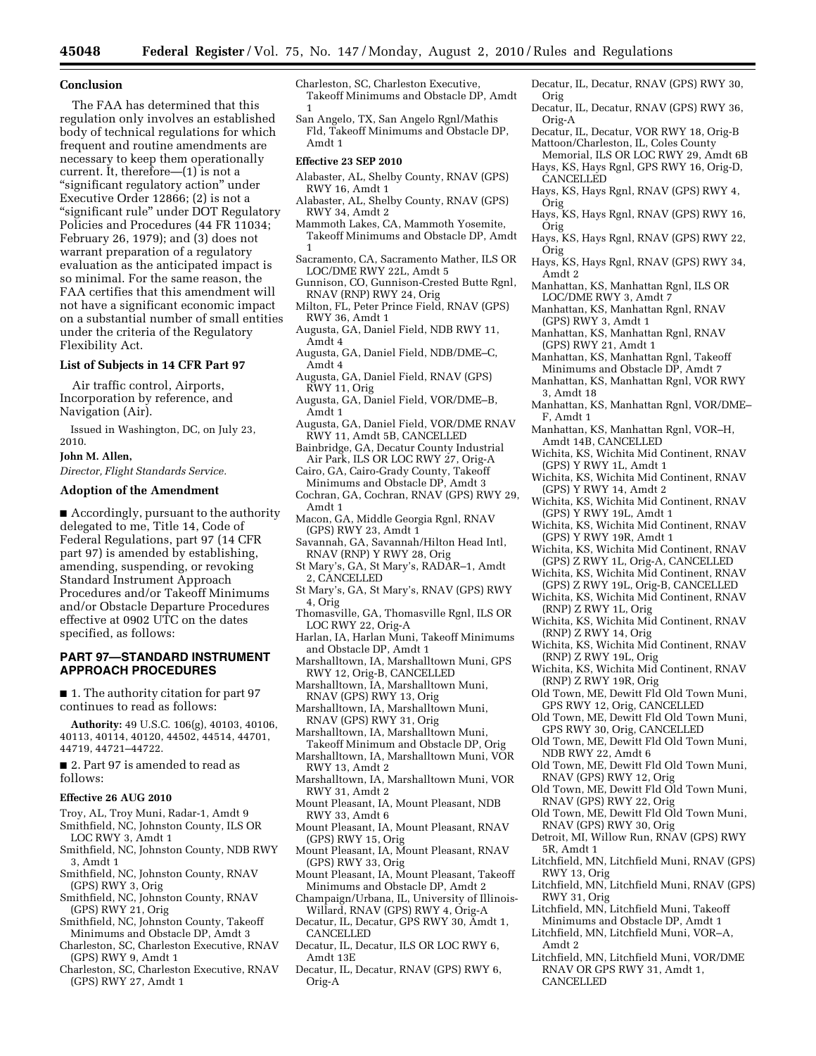## Conclusion

The FAA has determined that this regulation only involves an established body of technical regulations for which frequent and routine amendments are necessary to keep them operationally current. It, therefore—(1) is not a "significant regulatory action" under Executive Order 12866; (2) is not a "significant rule" under DOT Regulatory Policies and Procedures (44 FR 11034; February 26, 1979); and (3) does not warrant preparation of a regulatory evaluation as the anticipated impact is so minimal. For the same reason, the FAA certifies that this amendment will not have a significant economic impact on a substantial number of small entities under the criteria of the Regulatory Flexibility Act.

## List of Subjects in 14 CFR Part 97

Air traffic control, Airports, Incorporation by reference, and Navigation (Air).

Issued in Washington, DC, on July 23, 2010.

**John M. Allen,**

*Director, Flight Standards Service.*

## Adoption of the Amendment

■ Accordingly, pursuant to the authority delegated to me, Title 14, Code of Federal Regulations, part 97 (14 CFR part 97) is amended by establishing, amending, suspending, or revoking Standard Instrument Approach Procedures and/or Takeoff Minimums and/or Obstacle Departure Procedures effective at 0902 UTC on the dates specified, as follows:

## PART 97—STANDARD INSTRUMENT APPROACH PROCEDURES

■ 1. The authority citation for part 97 continues to read as follows:

**Authority:** 49 U.S.C. 106(g), 40103, 40106, 40113, 40114, 40120, 44502, 44514, 44701, 44719, 44721–44722.

■ 2. Part 97 is amended to read as follows:

### Effective 26 AUG 2010

Troy, AL, Troy Muni, Radar-1, Amdt 9
Smithfield, NC, Johnston County, ILS OR LOC RWY 3, Amdt 1
Smithfield, NC, Johnston County, NDB RWY 3, Amdt 1
Smithfield, NC, Johnston County, RNAV (GPS) RWY 3, Orig
Smithfield, NC, Johnston County, RNAV (GPS) RWY 21, Orig
Smithfield, NC, Johnston County, Takeoff Minimums and Obstacle DP, Amdt 3
Charleston, SC, Charleston Executive, RNAV (GPS) RWY 9, Amdt 1
Charleston, SC, Charleston Executive, RNAV (GPS) RWY 27, Amdt 1
Charleston, SC, Charleston Executive, Takeoff Minimums and Obstacle DP, Amdt 1
San Angelo, TX, San Angelo Rgnl/Mathis Fld, Takeoff Minimums and Obstacle DP, Amdt 1

### Effective 23 SEP 2010

Alabaster, AL, Shelby County, RNAV (GPS) RWY 16, Amdt 1
Alabaster, AL, Shelby County, RNAV (GPS) RWY 34, Amdt 2
Mammoth Lakes, CA, Mammoth Yosemite, Takeoff Minimums and Obstacle DP, Amdt 1
Sacramento, CA, Sacramento Mather, ILS OR LOC/DME RWY 22L, Amdt 5
Gunnison, CO, Gunnison-Crested Butte Rgnl, RNAV (RNP) RWY 24, Orig
Milton, FL, Peter Prince Field, RNAV (GPS) RWY 36, Amdt 1
Augusta, GA, Daniel Field, NDB RWY 11, Amdt 4
Augusta, GA, Daniel Field, NDB/DME–C, Amdt 4
Augusta, GA, Daniel Field, RNAV (GPS) RWY 11, Orig
Augusta, GA, Daniel Field, VOR/DME–B, Amdt 1
Augusta, GA, Daniel Field, VOR/DME RNAV RWY 11, Amdt 5B, CANCELLED
Bainbridge, GA, Decatur County Industrial Air Park, ILS OR LOC RWY 27, Orig-A
Cairo, GA, Cairo-Grady County, Takeoff Minimums and Obstacle DP, Amdt 3
Cochran, GA, Cochran, RNAV (GPS) RWY 29, Amdt 1
Macon, GA, Middle Georgia Rgnl, RNAV (GPS) RWY 23, Amdt 1
Savannah, GA, Savannah/Hilton Head Intl, RNAV (RNP) Y RWY 28, Orig
St Mary's, GA, St Mary's, RADAR–1, Amdt 2, CANCELLED
St Mary's, GA, St Mary's, RNAV (GPS) RWY 4, Orig
Thomasville, GA, Thomasville Rgnl, ILS OR LOC RWY 22, Orig-A
Harlan, IA, Harlan Muni, Takeoff Minimums and Obstacle DP, Amdt 1
Marshalltown, IA, Marshalltown Muni, GPS RWY 12, Orig-B, CANCELLED
Marshalltown, IA, Marshalltown Muni, RNAV (GPS) RWY 13, Orig
Marshalltown, IA, Marshalltown Muni, RNAV (GPS) RWY 31, Orig
Marshalltown, IA, Marshalltown Muni, Takeoff Minimum and Obstacle DP, Orig
Marshalltown, IA, Marshalltown Muni, VOR RWY 13, Amdt 2
Marshalltown, IA, Marshalltown Muni, VOR RWY 31, Amdt 2
Mount Pleasant, IA, Mount Pleasant, NDB RWY 33, Amdt 6
Mount Pleasant, IA, Mount Pleasant, RNAV (GPS) RWY 15, Orig
Mount Pleasant, IA, Mount Pleasant, RNAV (GPS) RWY 33, Orig
Mount Pleasant, IA, Mount Pleasant, Takeoff Minimums and Obstacle DP, Amdt 2
Champaign/Urbana, IL, University of Illinois-Willard, RNAV (GPS) RWY 4, Orig-A
Decatur, IL, Decatur, GPS RWY 30, Amdt 1, CANCELLED
Decatur, IL, Decatur, ILS OR LOC RWY 6, Amdt 13E
Decatur, IL, Decatur, RNAV (GPS) RWY 6, Orig-A
Decatur, IL, Decatur, RNAV (GPS) RWY 30, Orig
Decatur, IL, Decatur, RNAV (GPS) RWY 36, Orig-A
Decatur, IL, Decatur, VOR RWY 18, Orig-B
Mattoon/Charleston, IL, Coles County Memorial, ILS OR LOC RWY 29, Amdt 6B
Hays, KS, Hays Rgnl, GPS RWY 16, Orig-D, CANCELLED
Hays, KS, Hays Rgnl, RNAV (GPS) RWY 4, Orig
Hays, KS, Hays Rgnl, RNAV (GPS) RWY 16, Orig
Hays, KS, Hays Rgnl, RNAV (GPS) RWY 22, Orig
Hays, KS, Hays Rgnl, RNAV (GPS) RWY 34, Amdt 2
Manhattan, KS, Manhattan Rgnl, ILS OR LOC/DME RWY 3, Amdt 7
Manhattan, KS, Manhattan Rgnl, RNAV (GPS) RWY 3, Amdt 1
Manhattan, KS, Manhattan Rgnl, RNAV (GPS) RWY 21, Amdt 1
Manhattan, KS, Manhattan Rgnl, Takeoff Minimums and Obstacle DP, Amdt 7
Manhattan, KS, Manhattan Rgnl, VOR RWY 3, Amdt 18
Manhattan, KS, Manhattan Rgnl, VOR/DME–F, Amdt 1
Manhattan, KS, Manhattan Rgnl, VOR–H, Amdt 14B, CANCELLED
Wichita, KS, Wichita Mid Continent, RNAV (GPS) Y RWY 1L, Amdt 1
Wichita, KS, Wichita Mid Continent, RNAV (GPS) Y RWY 14, Amdt 2
Wichita, KS, Wichita Mid Continent, RNAV (GPS) Y RWY 19L, Amdt 1
Wichita, KS, Wichita Mid Continent, RNAV (GPS) Y RWY 19R, Amdt 1
Wichita, KS, Wichita Mid Continent, RNAV (GPS) Z RWY 1L, Orig-A, CANCELLED
Wichita, KS, Wichita Mid Continent, RNAV (GPS) Z RWY 19L, Orig-B, CANCELLED
Wichita, KS, Wichita Mid Continent, RNAV (RNP) Z RWY 1L, Orig
Wichita, KS, Wichita Mid Continent, RNAV (RNP) Z RWY 14, Orig
Wichita, KS, Wichita Mid Continent, RNAV (RNP) Z RWY 19L, Orig
Wichita, KS, Wichita Mid Continent, RNAV (RNP) Z RWY 19R, Orig
Old Town, ME, Dewitt Fld Old Town Muni, GPS RWY 12, Orig, CANCELLED
Old Town, ME, Dewitt Fld Old Town Muni, GPS RWY 30, Orig, CANCELLED
Old Town, ME, Dewitt Fld Old Town Muni, NDB RWY 22, Amdt 6
Old Town, ME, Dewitt Fld Old Town Muni, RNAV (GPS) RWY 12, Orig
Old Town, ME, Dewitt Fld Old Town Muni, RNAV (GPS) RWY 22, Orig
Old Town, ME, Dewitt Fld Old Town Muni, RNAV (GPS) RWY 30, Orig
Detroit, MI, Willow Run, RNAV (GPS) RWY 5R, Amdt 1
Litchfield, MN, Litchfield Muni, RNAV (GPS) RWY 13, Orig
Litchfield, MN, Litchfield Muni, RNAV (GPS) RWY 31, Orig
Litchfield, MN, Litchfield Muni, Takeoff Minimums and Obstacle DP, Amdt 1
Litchfield, MN, Litchfield Muni, VOR–A, Amdt 2
Litchfield, MN, Litchfield Muni, VOR/DME RNAV OR GPS RWY 31, Amdt 1, CANCELLED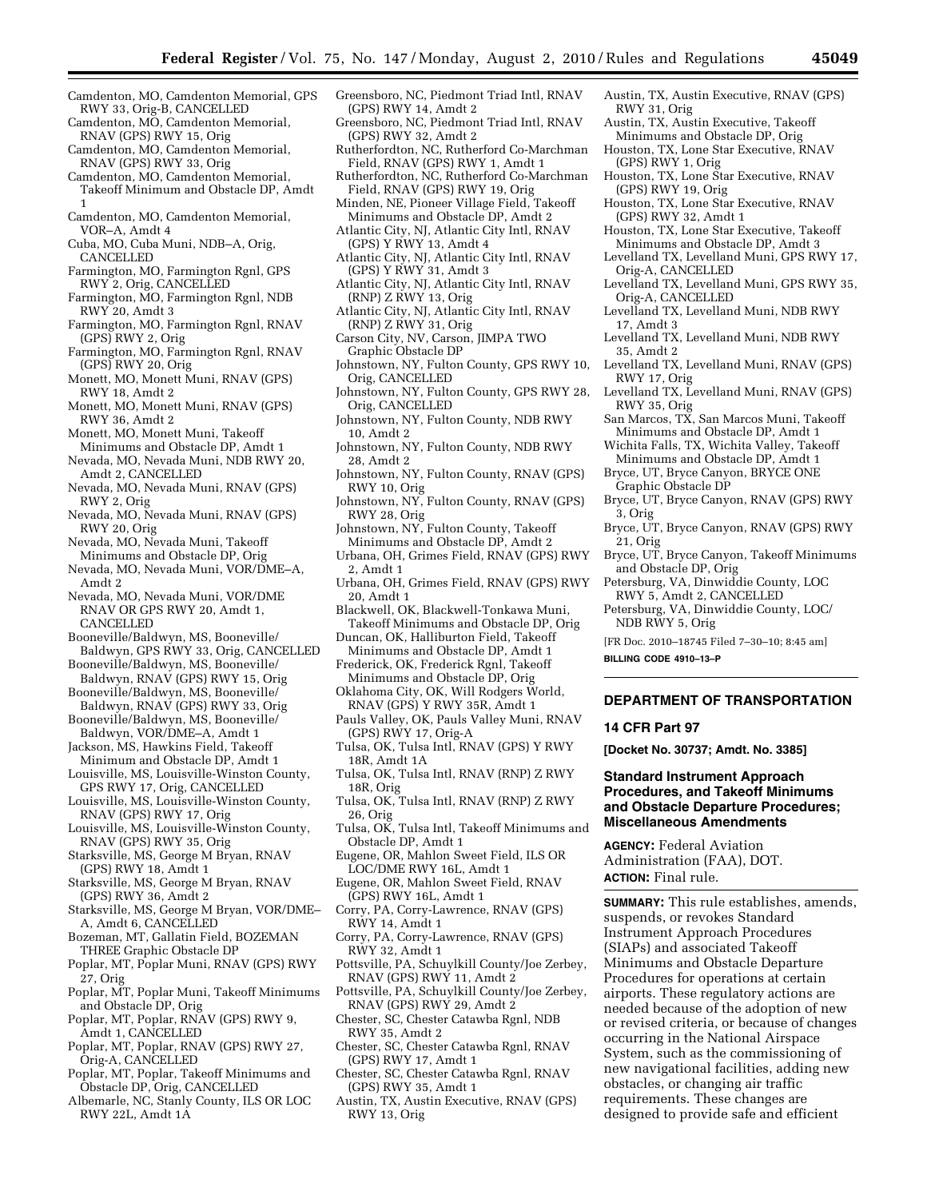Camdenton, MO, Camdenton Memorial, GPS RWY 33, Orig-B, CANCELLED

Camdenton, MO, Camdenton Memorial, RNAV (GPS) RWY 15, Orig

Camdenton, MO, Camdenton Memorial, RNAV (GPS) RWY 33, Orig

Camdenton, MO, Camdenton Memorial, Takeoff Minimum and Obstacle DP, Amdt 1

Camdenton, MO, Camdenton Memorial, VOR–A, Amdt 4

Cuba, MO, Cuba Muni, NDB–A, Orig, CANCELLED

Farmington, MO, Farmington Rgnl, GPS RWY 2, Orig, CANCELLED

Farmington, MO, Farmington Rgnl, NDB RWY 20, Amdt 3

Farmington, MO, Farmington Rgnl, RNAV (GPS) RWY 2, Orig

Farmington, MO, Farmington Rgnl, RNAV (GPS) RWY 20, Orig

Monett, MO, Monett Muni, RNAV (GPS) RWY 18, Amdt 2

Monett, MO, Monett Muni, RNAV (GPS) RWY 36, Amdt 2

Monett, MO, Monett Muni, Takeoff Minimums and Obstacle DP, Amdt 1

Nevada, MO, Nevada Muni, NDB RWY 20, Amdt 2, CANCELLED

Nevada, MO, Nevada Muni, RNAV (GPS) RWY 2, Orig

Nevada, MO, Nevada Muni, RNAV (GPS) RWY 20, Orig

Nevada, MO, Nevada Muni, Takeoff Minimums and Obstacle DP, Orig

Nevada, MO, Nevada Muni, VOR/DME–A, Amdt 2

Nevada, MO, Nevada Muni, VOR/DME RNAV OR GPS RWY 20, Amdt 1, CANCELLED

Booneville/Baldwyn, MS, Booneville/Baldwyn, GPS RWY 33, Orig, CANCELLED

Booneville/Baldwyn, MS, Booneville/Baldwyn, RNAV (GPS) RWY 15, Orig

Booneville/Baldwyn, MS, Booneville/Baldwyn, RNAV (GPS) RWY 33, Orig

Booneville/Baldwyn, MS, Booneville/Baldwyn, VOR/DME–A, Amdt 1

Jackson, MS, Hawkins Field, Takeoff Minimum and Obstacle DP, Amdt 1

Louisville, MS, Louisville-Winston County, GPS RWY 17, Orig, CANCELLED

Louisville, MS, Louisville-Winston County, RNAV (GPS) RWY 17, Orig

Louisville, MS, Louisville-Winston County, RNAV (GPS) RWY 35, Orig

Starksville, MS, George M Bryan, RNAV (GPS) RWY 18, Amdt 1

Starksville, MS, George M Bryan, RNAV (GPS) RWY 36, Amdt 2

Starksville, MS, George M Bryan, VOR/DME–A, Amdt 6, CANCELLED

Bozeman, MT, Gallatin Field, BOZEMAN THREE Graphic Obstacle DP

Poplar, MT, Poplar Muni, RNAV (GPS) RWY 27, Orig

Poplar, MT, Poplar Muni, Takeoff Minimums and Obstacle DP, Orig

Poplar, MT, Poplar, RNAV (GPS) RWY 9, Amdt 1, CANCELLED

Poplar, MT, Poplar, RNAV (GPS) RWY 27, Orig-A, CANCELLED

Poplar, MT, Poplar, Takeoff Minimums and Obstacle DP, Orig, CANCELLED

Albemarle, NC, Stanly County, ILS OR LOC RWY 22L, Amdt 1A

Greensboro, NC, Piedmont Triad Intl, RNAV (GPS) RWY 14, Amdt 2

Greensboro, NC, Piedmont Triad Intl, RNAV (GPS) RWY 32, Amdt 2

Rutherfordton, NC, Rutherford Co-Marchman Field, RNAV (GPS) RWY 1, Amdt 1

Rutherfordton, NC, Rutherford Co-Marchman Field, RNAV (GPS) RWY 19, Orig

Minden, NE, Pioneer Village Field, Takeoff Minimums and Obstacle DP, Amdt 2

Atlantic City, NJ, Atlantic City Intl, RNAV (GPS) Y RWY 13, Amdt 4

Atlantic City, NJ, Atlantic City Intl, RNAV (GPS) Y RWY 31, Amdt 3

Atlantic City, NJ, Atlantic City Intl, RNAV (RNP) Z RWY 13, Orig

Atlantic City, NJ, Atlantic City Intl, RNAV (RNP) Z RWY 31, Orig

Carson City, NV, Carson, JIMPA TWO Graphic Obstacle DP

Johnstown, NY, Fulton County, GPS RWY 10, Orig, CANCELLED

Johnstown, NY, Fulton County, GPS RWY 28, Orig, CANCELLED

Johnstown, NY, Fulton County, NDB RWY 10, Amdt 2

Johnstown, NY, Fulton County, NDB RWY 28, Amdt 2

Johnstown, NY, Fulton County, RNAV (GPS) RWY 10, Orig

Johnstown, NY, Fulton County, RNAV (GPS) RWY 28, Orig

Johnstown, NY, Fulton County, Takeoff Minimums and Obstacle DP, Amdt 2

Urbana, OH, Grimes Field, RNAV (GPS) RWY 2, Amdt 1

Urbana, OH, Grimes Field, RNAV (GPS) RWY 20, Amdt 1

Blackwell, OK, Blackwell-Tonkawa Muni, Takeoff Minimums and Obstacle DP, Orig

Duncan, OK, Halliburton Field, Takeoff Minimums and Obstacle DP, Amdt 1

Frederick, OK, Frederick Rgnl, Takeoff Minimums and Obstacle DP, Orig

Oklahoma City, OK, Will Rodgers World, RNAV (GPS) Y RWY 35R, Amdt 1

Pauls Valley, OK, Pauls Valley Muni, RNAV (GPS) RWY 17, Orig-A

Tulsa, OK, Tulsa Intl, RNAV (GPS) Y RWY 18R, Amdt 1A

Tulsa, OK, Tulsa Intl, RNAV (RNP) Z RWY 18R, Orig

Tulsa, OK, Tulsa Intl, RNAV (RNP) Z RWY 26, Orig

Tulsa, OK, Tulsa Intl, Takeoff Minimums and Obstacle DP, Amdt 1

Eugene, OR, Mahlon Sweet Field, ILS OR LOC/DME RWY 16L, Amdt 1

Eugene, OR, Mahlon Sweet Field, RNAV (GPS) RWY 16L, Amdt 1

Corry, PA, Corry-Lawrence, RNAV (GPS) RWY 14, Amdt 1

Corry, PA, Corry-Lawrence, RNAV (GPS) RWY 32, Amdt 1

Pottsville, PA, Schuylkill County/Joe Zerbey, RNAV (GPS) RWY 11, Amdt 2

Pottsville, PA, Schuylkill County/Joe Zerbey, RNAV (GPS) RWY 29, Amdt 2

Chester, SC, Chester Catawba Rgnl, NDB RWY 35, Amdt 2

Chester, SC, Chester Catawba Rgnl, RNAV (GPS) RWY 17, Amdt 1

Chester, SC, Chester Catawba Rgnl, RNAV (GPS) RWY 35, Amdt 1

Austin, TX, Austin Executive, RNAV (GPS) RWY 13, Orig

Austin, TX, Austin Executive, RNAV (GPS) RWY 31, Orig

Austin, TX, Austin Executive, Takeoff Minimums and Obstacle DP, Orig

Houston, TX, Lone Star Executive, RNAV (GPS) RWY 1, Orig

Houston, TX, Lone Star Executive, RNAV (GPS) RWY 19, Orig

Houston, TX, Lone Star Executive, RNAV (GPS) RWY 32, Amdt 1

Houston, TX, Lone Star Executive, Takeoff Minimums and Obstacle DP, Amdt 3

Levelland TX, Levelland Muni, GPS RWY 17, Orig-A, CANCELLED

Levelland TX, Levelland Muni, GPS RWY 35, Orig-A, CANCELLED

Levelland TX, Levelland Muni, NDB RWY 17, Amdt 3

Levelland TX, Levelland Muni, NDB RWY 35, Amdt 2

Levelland TX, Levelland Muni, RNAV (GPS) RWY 17, Orig

Levelland TX, Levelland Muni, RNAV (GPS) RWY 35, Orig

San Marcos, TX, San Marcos Muni, Takeoff Minimums and Obstacle DP, Amdt 1

Wichita Falls, TX, Wichita Valley, Takeoff Minimums and Obstacle DP, Amdt 1

Bryce, UT, Bryce Canyon, BRYCE ONE Graphic Obstacle DP

Bryce, UT, Bryce Canyon, RNAV (GPS) RWY 3, Orig

Bryce, UT, Bryce Canyon, RNAV (GPS) RWY 21, Orig

Bryce, UT, Bryce Canyon, Takeoff Minimums and Obstacle DP, Orig

Petersburg, VA, Dinwiddie County, LOC RWY 5, Amdt 2, CANCELLED

Petersburg, VA, Dinwiddie County, LOC/NDB RWY 5, Orig

[FR Doc. 2010–18745 Filed 7–30–10; 8:45 am]

**BILLING CODE 4910–13–P**

---

## DEPARTMENT OF TRANSPORTATION

### 14 CFR Part 97

**[Docket No. 30737; Amdt. No. 3385]**

### Standard Instrument Approach Procedures, and Takeoff Minimums and Obstacle Departure Procedures; Miscellaneous Amendments

**AGENCY:** Federal Aviation Administration (FAA), DOT.

**ACTION:** Final rule.

**SUMMARY:** This rule establishes, amends, suspends, or revokes Standard Instrument Approach Procedures (SIAPs) and associated Takeoff Minimums and Obstacle Departure Procedures for operations at certain airports. These regulatory actions are needed because of the adoption of new or revised criteria, or because of changes occurring in the National Airspace System, such as the commissioning of new navigational facilities, adding new obstacles, or changing air traffic requirements. These changes are designed to provide safe and efficient